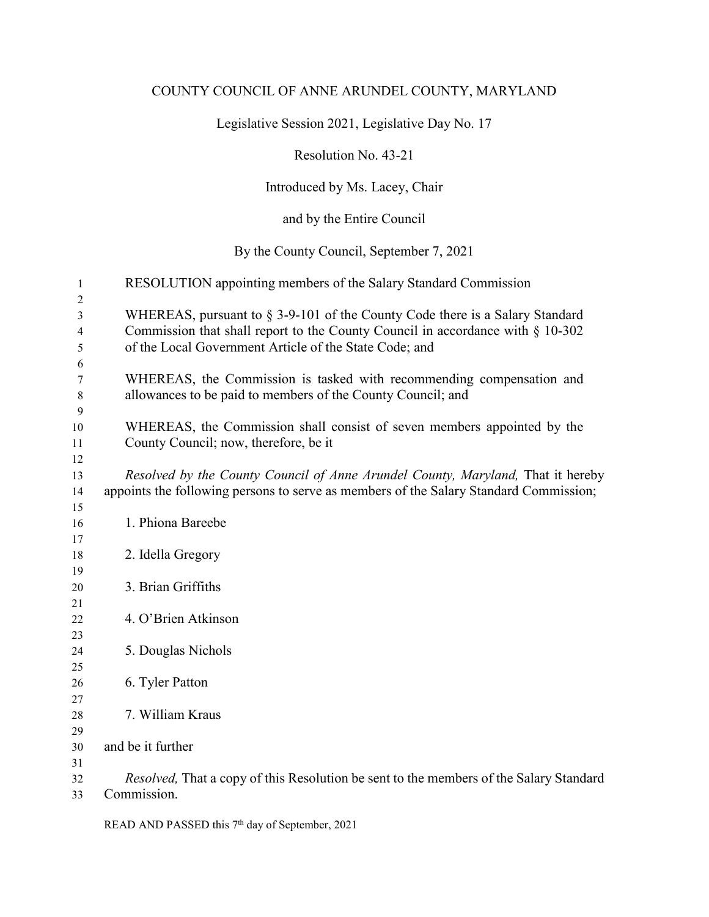COUNTY COUNCIL OF ANNE ARUNDEL COUNTY, MARYLAND

Legislative Session 2021, Legislative Day No. 17

Resolution No. 43-21

Introduced by Ms. Lacey, Chair

and by the Entire Council

By the County Council, September 7, 2021

RESOLUTION appointing members of the Salary Standard Commission

WHEREAS, pursuant to § 3-9-101 of the County Code there is a Salary Standard Commission that shall report to the County Council in accordance with § 10-302 of the Local Government Article of the State Code; and

WHEREAS, the Commission is tasked with recommending compensation and allowances to be paid to members of the County Council; and

WHEREAS, the Commission shall consist of seven members appointed by the County Council; now, therefore, be it

*Resolved by the County Council of Anne Arundel County, Maryland,* That it hereby appoints the following persons to serve as members of the Salary Standard Commission;

1. Phiona Bareebe

2. Idella Gregory

3. Brian Griffiths

4. O'Brien Atkinson

5. Douglas Nichols

6. Tyler Patton

7. William Kraus

and be it further

*Resolved,* That a copy of this Resolution be sent to the members of the Salary Standard Commission.

READ AND PASSED this 7th day of September, 2021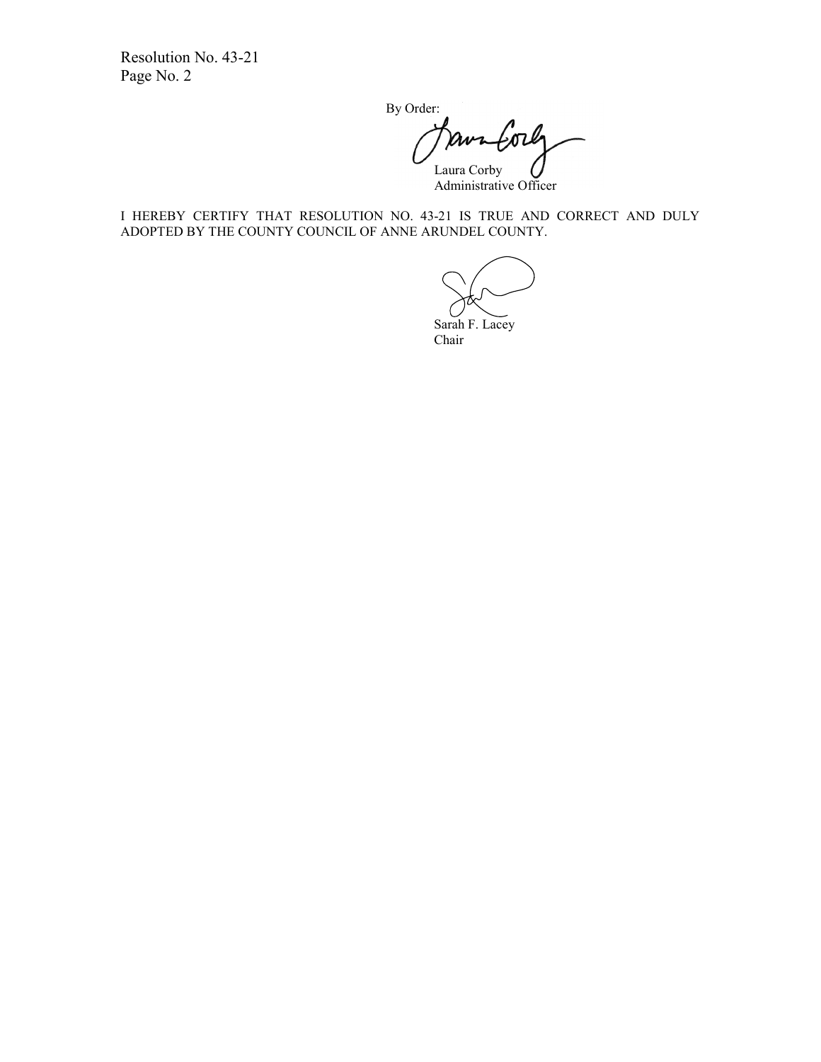Resolution No. 43-21
Page No. 2

By Order:

Laura Corby
Administrative Officer

I HEREBY CERTIFY THAT RESOLUTION NO. 43-21 IS TRUE AND CORRECT AND DULY ADOPTED BY THE COUNTY COUNCIL OF ANNE ARUNDEL COUNTY.

Sarah F. Lacey
Chair